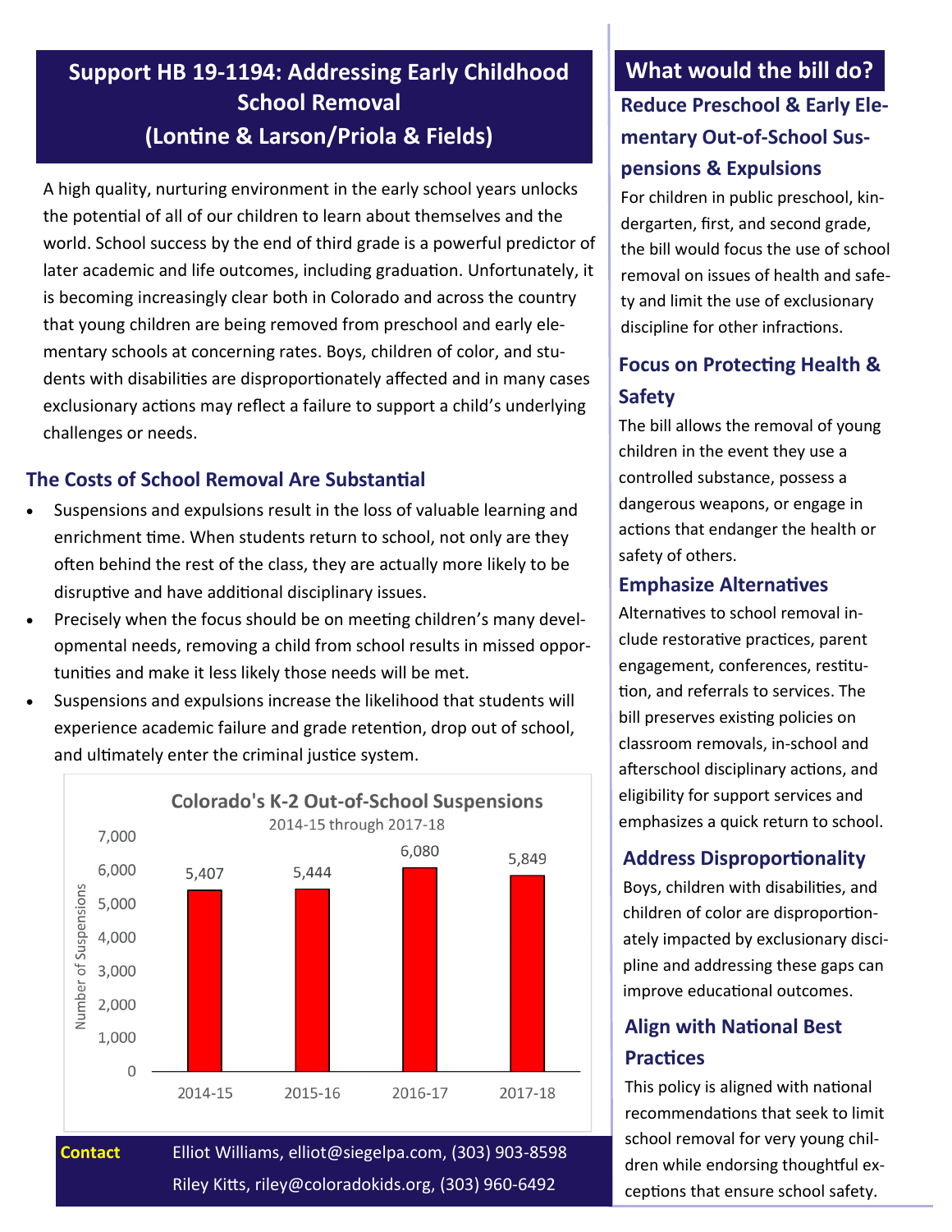# Support HB 19-1194: Addressing Early Childhood School Removal (Lontine & Larson/Priola & Fields)

A high quality, nurturing environment in the early school years unlocks the potential of all of our children to learn about themselves and the world. School success by the end of third grade is a powerful predictor of later academic and life outcomes, including graduation. Unfortunately, it is becoming increasingly clear both in Colorado and across the country that young children are being removed from preschool and early elementary schools at concerning rates. Boys, children of color, and students with disabilities are disproportionately affected and in many cases exclusionary actions may reflect a failure to support a child's underlying challenges or needs.

## The Costs of School Removal Are Substantial

- Suspensions and expulsions result in the loss of valuable learning and enrichment time. When students return to school, not only are they often behind the rest of the class, they are actually more likely to be disruptive and have additional disciplinary issues.
- Precisely when the focus should be on meeting children's many developmental needs, removing a child from school results in missed opportunities and make it less likely those needs will be met.
- Suspensions and expulsions increase the likelihood that students will experience academic failure and grade retention, drop out of school, and ultimately enter the criminal justice system.

**Colorado's K-2 Out-of-School Suspensions**
2014-15 through 2017-18

| Year | Number of Suspensions |
| --- | --- |
| 2014-15 | 5,407 |
| 2015-16 | 5,444 |
| 2016-17 | 6,080 |
| 2017-18 | 5,849 |

**Contact** Elliot Williams, elliot@siegelpa.com, (303) 903-8598
Riley Kitts, riley@coloradokids.org, (303) 960-6492

## What would the bill do?

### Reduce Preschool & Early Elementary Out-of-School Suspensions & Expulsions

For children in public preschool, kindergarten, first, and second grade, the bill would focus the use of school removal on issues of health and safety and limit the use of exclusionary discipline for other infractions.

### Focus on Protecting Health & Safety

The bill allows the removal of young children in the event they use a controlled substance, possess a dangerous weapons, or engage in actions that endanger the health or safety of others.

### Emphasize Alternatives

Alternatives to school removal include restorative practices, parent engagement, conferences, restitution, and referrals to services. The bill preserves existing policies on classroom removals, in-school and afterschool disciplinary actions, and eligibility for support services and emphasizes a quick return to school.

### Address Disproportionality

Boys, children with disabilities, and children of color are disproportionately impacted by exclusionary discipline and addressing these gaps can improve educational outcomes.

### Align with National Best Practices

This policy is aligned with national recommendations that seek to limit school removal for very young children while endorsing thoughtful exceptions that ensure school safety.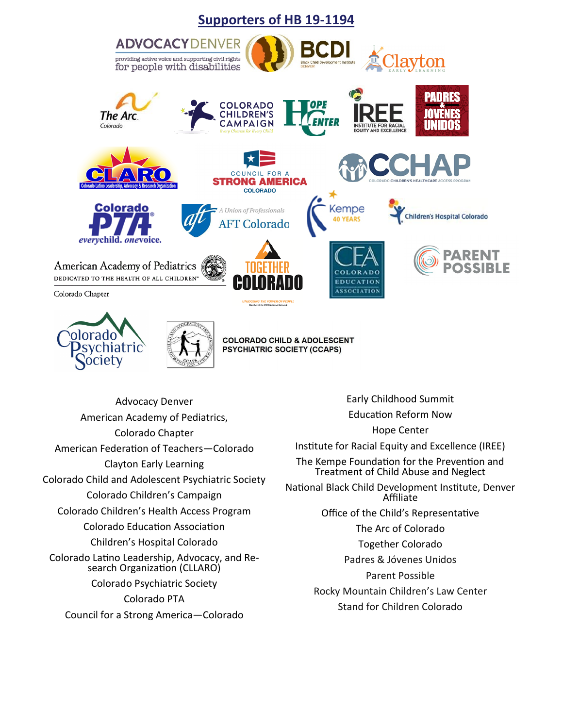# Supporters of HB 19-1194

Advocacy Denver
American Academy of Pediatrics,
Colorado Chapter
American Federation of Teachers—Colorado
Clayton Early Learning
Colorado Child and Adolescent Psychiatric Society
Colorado Children's Campaign
Colorado Children's Health Access Program
Colorado Education Association
Children's Hospital Colorado
Colorado Latino Leadership, Advocacy, and Research Organization (CLLARO)
Colorado Psychiatric Society
Colorado PTA
Council for a Strong America—Colorado
Early Childhood Summit
Education Reform Now
Hope Center
Institute for Racial Equity and Excellence (IREE)
The Kempe Foundation for the Prevention and Treatment of Child Abuse and Neglect
National Black Child Development Institute, Denver Affiliate
Office of the Child's Representative
The Arc of Colorado
Together Colorado
Padres & Jóvenes Unidos
Parent Possible
Rocky Mountain Children's Law Center
Stand for Children Colorado